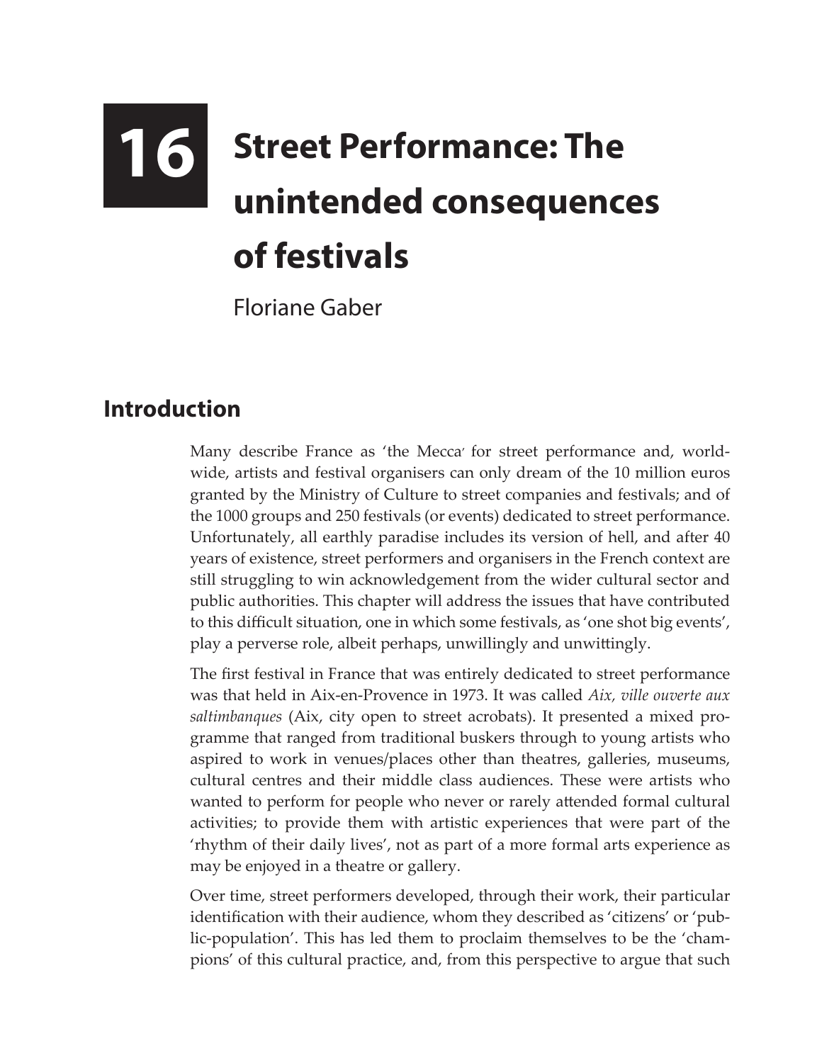# 16 Street Performance: The unintended consequences of festivals

Floriane Gaber

## Introduction

Many describe France as 'the Mecca' for street performance and, worldwide, artists and festival organisers can only dream of the 10 million euros granted by the Ministry of Culture to street companies and festivals; and of the 1000 groups and 250 festivals (or events) dedicated to street performance. Unfortunately, all earthly paradise includes its version of hell, and after 40 years of existence, street performers and organisers in the French context are still struggling to win acknowledgement from the wider cultural sector and public authorities. This chapter will address the issues that have contributed to this difficult situation, one in which some festivals, as 'one shot big events', play a perverse role, albeit perhaps, unwillingly and unwittingly.

The first festival in France that was entirely dedicated to street performance was that held in Aix-en-Provence in 1973. It was called *Aix, ville ouverte aux saltimbanques* (Aix, city open to street acrobats). It presented a mixed programme that ranged from traditional buskers through to young artists who aspired to work in venues/places other than theatres, galleries, museums, cultural centres and their middle class audiences. These were artists who wanted to perform for people who never or rarely attended formal cultural activities; to provide them with artistic experiences that were part of the 'rhythm of their daily lives', not as part of a more formal arts experience as may be enjoyed in a theatre or gallery.

Over time, street performers developed, through their work, their particular identification with their audience, whom they described as 'citizens' or 'public-population'. This has led them to proclaim themselves to be the 'champions' of this cultural practice, and, from this perspective to argue that such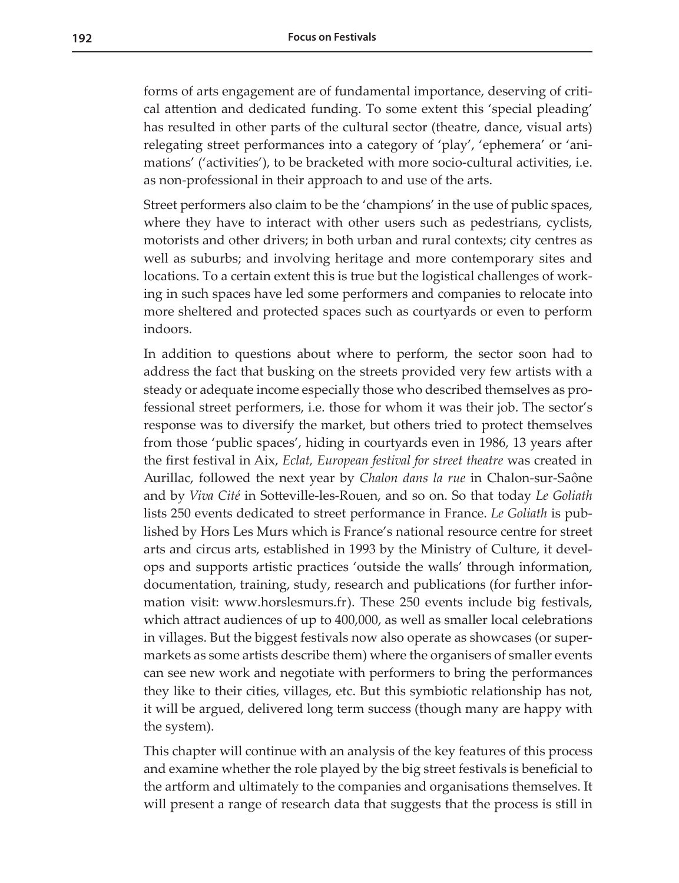forms of arts engagement are of fundamental importance, deserving of critical attention and dedicated funding. To some extent this 'special pleading' has resulted in other parts of the cultural sector (theatre, dance, visual arts) relegating street performances into a category of 'play', 'ephemera' or 'animations' ('activities'), to be bracketed with more socio-cultural activities, i.e. as non-professional in their approach to and use of the arts.

Street performers also claim to be the 'champions' in the use of public spaces, where they have to interact with other users such as pedestrians, cyclists, motorists and other drivers; in both urban and rural contexts; city centres as well as suburbs; and involving heritage and more contemporary sites and locations. To a certain extent this is true but the logistical challenges of working in such spaces have led some performers and companies to relocate into more sheltered and protected spaces such as courtyards or even to perform indoors.

In addition to questions about where to perform, the sector soon had to address the fact that busking on the streets provided very few artists with a steady or adequate income especially those who described themselves as professional street performers, i.e. those for whom it was their job. The sector's response was to diversify the market, but others tried to protect themselves from those 'public spaces', hiding in courtyards even in 1986, 13 years after the first festival in Aix, *Eclat, European festival for street theatre* was created in Aurillac, followed the next year by *Chalon dans la rue* in Chalon-sur-Saône and by *Viva Cité* in Sotteville-les-Rouen, and so on. So that today *Le Goliath* lists 250 events dedicated to street performance in France. *Le Goliath* is published by Hors Les Murs which is France's national resource centre for street arts and circus arts, established in 1993 by the Ministry of Culture, it develops and supports artistic practices 'outside the walls' through information, documentation, training, study, research and publications (for further information visit: www.horslesmurs.fr). These 250 events include big festivals, which attract audiences of up to 400,000, as well as smaller local celebrations in villages. But the biggest festivals now also operate as showcases (or supermarkets as some artists describe them) where the organisers of smaller events can see new work and negotiate with performers to bring the performances they like to their cities, villages, etc. But this symbiotic relationship has not, it will be argued, delivered long term success (though many are happy with the system).

This chapter will continue with an analysis of the key features of this process and examine whether the role played by the big street festivals is beneficial to the artform and ultimately to the companies and organisations themselves. It will present a range of research data that suggests that the process is still in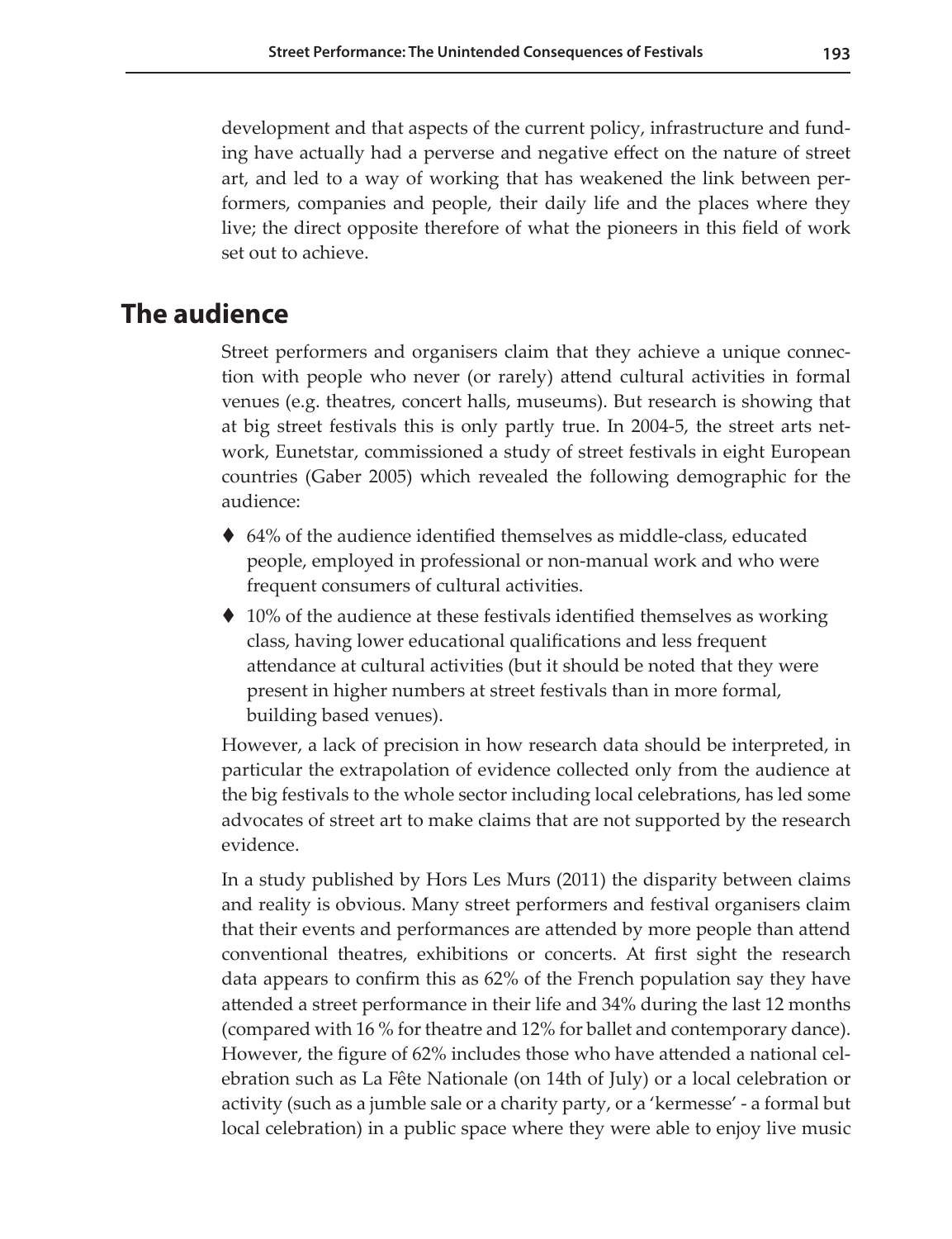development and that aspects of the current policy, infrastructure and funding have actually had a perverse and negative effect on the nature of street art, and led to a way of working that has weakened the link between performers, companies and people, their daily life and the places where they live; the direct opposite therefore of what the pioneers in this field of work set out to achieve.

## The audience

Street performers and organisers claim that they achieve a unique connection with people who never (or rarely) attend cultural activities in formal venues (e.g. theatres, concert halls, museums). But research is showing that at big street festivals this is only partly true. In 2004-5, the street arts network, Eunetstar, commissioned a study of street festivals in eight European countries (Gaber 2005) which revealed the following demographic for the audience:

- 64% of the audience identified themselves as middle-class, educated people, employed in professional or non-manual work and who were frequent consumers of cultural activities.
- 10% of the audience at these festivals identified themselves as working class, having lower educational qualifications and less frequent attendance at cultural activities (but it should be noted that they were present in higher numbers at street festivals than in more formal, building based venues).

However, a lack of precision in how research data should be interpreted, in particular the extrapolation of evidence collected only from the audience at the big festivals to the whole sector including local celebrations, has led some advocates of street art to make claims that are not supported by the research evidence.

In a study published by Hors Les Murs (2011) the disparity between claims and reality is obvious. Many street performers and festival organisers claim that their events and performances are attended by more people than attend conventional theatres, exhibitions or concerts. At first sight the research data appears to confirm this as 62% of the French population say they have attended a street performance in their life and 34% during the last 12 months (compared with 16 % for theatre and 12% for ballet and contemporary dance). However, the figure of 62% includes those who have attended a national celebration such as La Fête Nationale (on 14th of July) or a local celebration or activity (such as a jumble sale or a charity party, or a 'kermesse' - a formal but local celebration) in a public space where they were able to enjoy live music